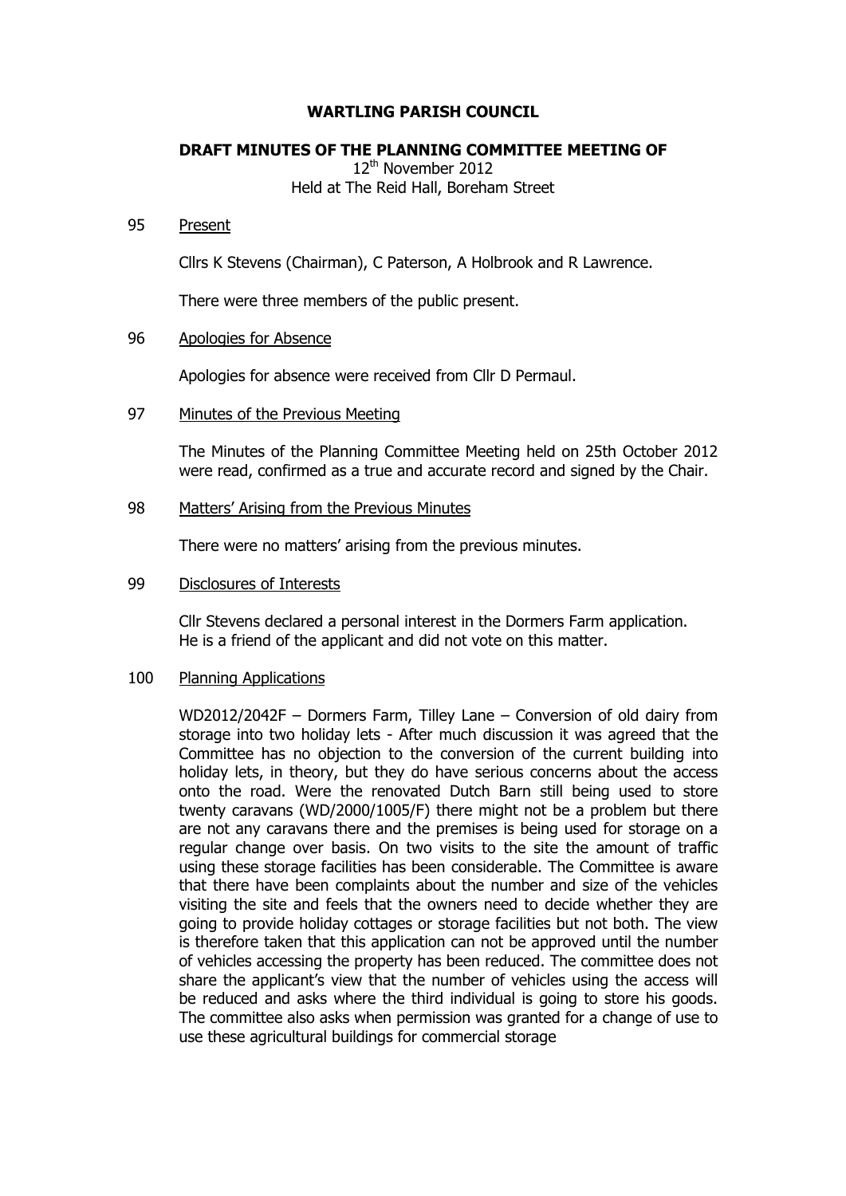# WARTLING PARISH COUNCIL

## DRAFT MINUTES OF THE PLANNING COMMITTEE MEETING OF

12th November 2012
Held at The Reid Hall, Boreham Street

95 Present

Cllrs K Stevens (Chairman), C Paterson, A Holbrook and R Lawrence.

There were three members of the public present.

96 Apologies for Absence

Apologies for absence were received from Cllr D Permaul.

97 Minutes of the Previous Meeting

The Minutes of the Planning Committee Meeting held on 25th October 2012 were read, confirmed as a true and accurate record and signed by the Chair.

98 Matters' Arising from the Previous Minutes

There were no matters' arising from the previous minutes.

99 Disclosures of Interests

Cllr Stevens declared a personal interest in the Dormers Farm application. He is a friend of the applicant and did not vote on this matter.

100 Planning Applications

WD2012/2042F – Dormers Farm, Tilley Lane – Conversion of old dairy from storage into two holiday lets - After much discussion it was agreed that the Committee has no objection to the conversion of the current building into holiday lets, in theory, but they do have serious concerns about the access onto the road. Were the renovated Dutch Barn still being used to store twenty caravans (WD/2000/1005/F) there might not be a problem but there are not any caravans there and the premises is being used for storage on a regular change over basis. On two visits to the site the amount of traffic using these storage facilities has been considerable. The Committee is aware that there have been complaints about the number and size of the vehicles visiting the site and feels that the owners need to decide whether they are going to provide holiday cottages or storage facilities but not both. The view is therefore taken that this application can not be approved until the number of vehicles accessing the property has been reduced. The committee does not share the applicant's view that the number of vehicles using the access will be reduced and asks where the third individual is going to store his goods. The committee also asks when permission was granted for a change of use to use these agricultural buildings for commercial storage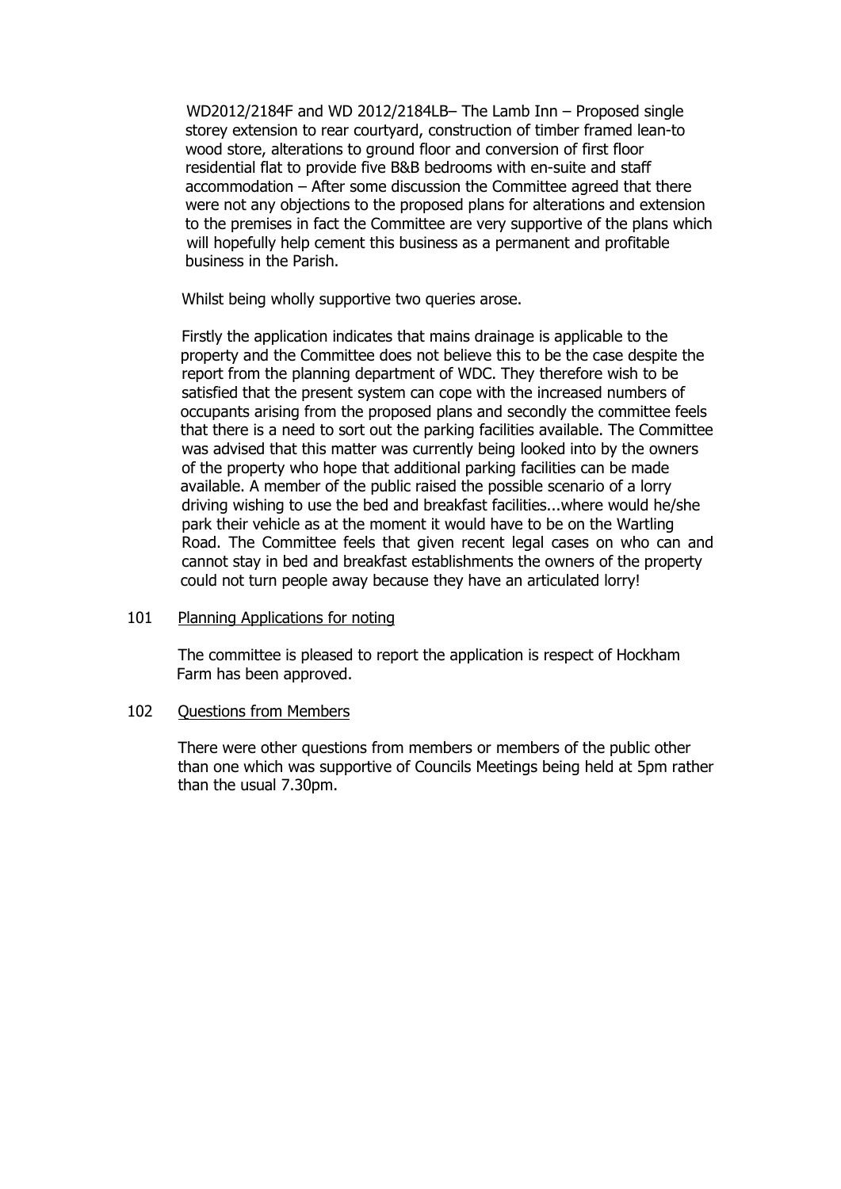WD2012/2184F and WD 2012/2184LB– The Lamb Inn – Proposed single storey extension to rear courtyard, construction of timber framed lean-to wood store, alterations to ground floor and conversion of first floor residential flat to provide five B&B bedrooms with en-suite and staff accommodation – After some discussion the Committee agreed that there were not any objections to the proposed plans for alterations and extension to the premises in fact the Committee are very supportive of the plans which will hopefully help cement this business as a permanent and profitable business in the Parish.

Whilst being wholly supportive two queries arose.

Firstly the application indicates that mains drainage is applicable to the property and the Committee does not believe this to be the case despite the report from the planning department of WDC. They therefore wish to be satisfied that the present system can cope with the increased numbers of occupants arising from the proposed plans and secondly the committee feels that there is a need to sort out the parking facilities available. The Committee was advised that this matter was currently being looked into by the owners of the property who hope that additional parking facilities can be made available. A member of the public raised the possible scenario of a lorry driving wishing to use the bed and breakfast facilities...where would he/she park their vehicle as at the moment it would have to be on the Wartling Road. The Committee feels that given recent legal cases on who can and cannot stay in bed and breakfast establishments the owners of the property could not turn people away because they have an articulated lorry!

101 <u>Planning Applications for noting</u>

The committee is pleased to report the application is respect of Hockham Farm has been approved.

102 <u>Questions from Members</u>

There were other questions from members or members of the public other than one which was supportive of Councils Meetings being held at 5pm rather than the usual 7.30pm.